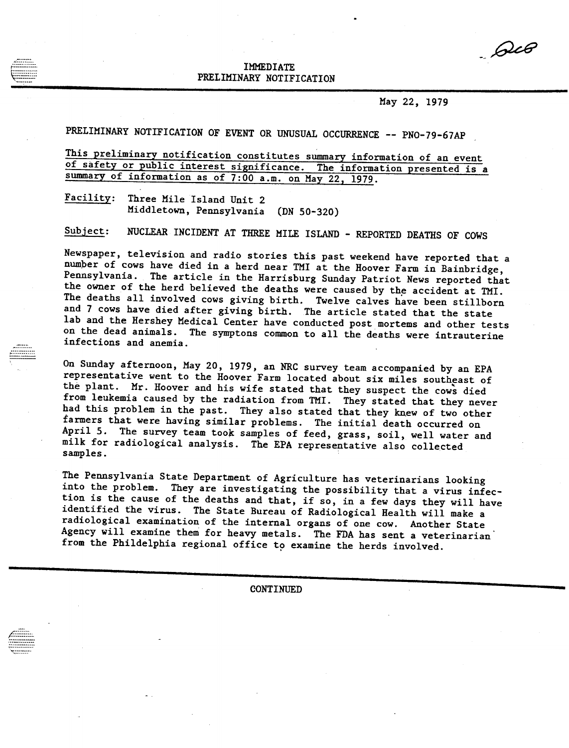IMMEDIATE
PRELIMINARY NOTIFICATION

May 22, 1979

PRELIMINARY NOTIFICATION OF EVENT OR UNUSUAL OCCURRENCE -- PNO-79-67AP

This preliminary notification constitutes summary information of an event of safety or public interest significance. The information presented is a summary of information as of 7:00 a.m. on May 22, 1979.

Facility: Three Mile Island Unit 2
Middletown, Pennsylvania (DN 50-320)

Subject: NUCLEAR INCIDENT AT THREE MILE ISLAND - REPORTED DEATHS OF COWS

Newspaper, television and radio stories this past weekend have reported that a number of cows have died in a herd near TMI at the Hoover Farm in Bainbridge, Pennsylvania. The article in the Harrisburg Sunday Patriot News reported that the owner of the herd believed the deaths were caused by the accident at TMI. The deaths all involved cows giving birth. Twelve calves have been stillborn and 7 cows have died after giving birth. The article stated that the state lab and the Hershey Medical Center have conducted post mortems and other tests on the dead animals. The symptons common to all the deaths were intrauterine infections and anemia.

On Sunday afternoon, May 20, 1979, an NRC survey team accompanied by an EPA representative went to the Hoover Farm located about six miles southeast of the plant. Mr. Hoover and his wife stated that they suspect the cows died from leukemia caused by the radiation from TMI. They stated that they never had this problem in the past. They also stated that they knew of two other farmers that were having similar problems. The initial death occurred on April 5. The survey team took samples of feed, grass, soil, well water and milk for radiological analysis. The EPA representative also collected samples.

The Pennsylvania State Department of Agriculture has veterinarians looking into the problem. They are investigating the possibility that a virus infection is the cause of the deaths and that, if so, in a few days they will have identified the virus. The State Bureau of Radiological Health will make a radiological examination of the internal organs of one cow. Another State Agency will examine them for heavy metals. The FDA has sent a veterinarian from the Phildelphia regional office to examine the herds involved.

CONTINUED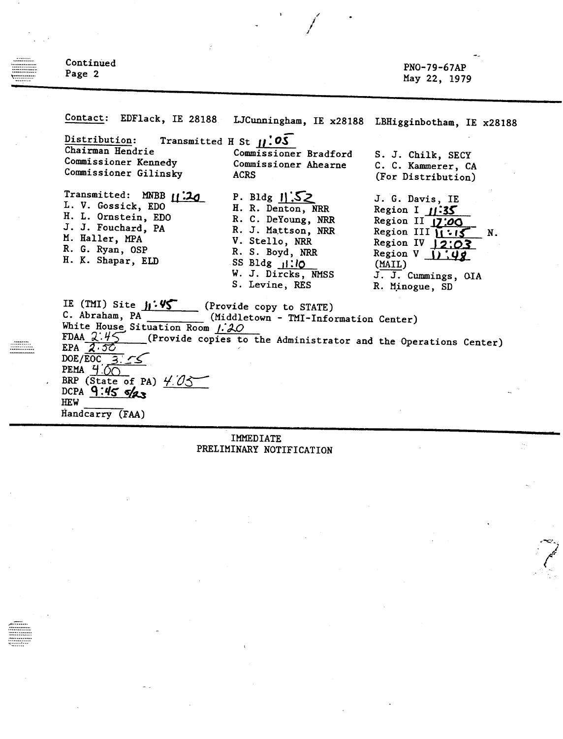Continued
Page 2

PNO-79-67AP
May 22, 1979

Contact: EDFlack, IE 28188  LJCunningham, IE x28188  LBHigginbotham, IE x28188

Distribution: Transmitted H St 11:05

| | | |
|---|---|---|
| Chairman Hendrie | Commissioner Bradford | S. J. Chilk, SECY |
| Commissioner Kennedy | Commissioner Ahearne | C. C. Kammerer, CA |
| Commissioner Gilinsky | ACRS | (For Distribution) |

| | | |
|---|---|---|
| Transmitted: MNBB 11:20 | P. Bldg 11:52 | J. G. Davis, IE |
| L. V. Gossick, EDO | H. R. Denton, NRR | Region I 11:35 |
| H. L. Ornstein, EDO | R. C. DeYoung, NRR | Region II 12:00 |
| J. J. Fouchard, PA | R. J. Mattson, NRR | Region III 11:15 N. |
| M. Haller, MPA | V. Stello, NRR | Region IV 12:03 |
| R. G. Ryan, OSP | R. S. Boyd, NRR | Region V 11:48 |
| H. K. Shapar, ELD | SS Bldg 11:10 | (MAIL) |
| | W. J. Dircks, NMSS | J. J. Cummings, OIA |
| | S. Levine, RES | R. Minogue, SD |

IE (TMI) Site 11:45 (Provide copy to STATE)
C. Abraham, PA ________ (Middletown - TMI-Information Center)
White House Situation Room 1:20
FDAA 2:45 (Provide copies to the Administrator and the Operations Center)
EPA 2:50
DOE/EOC 3:55
PEMA 4:00
BRP (State of PA) 4:05
DCPA 9:45 5/23
HEW ________
Handcarry (FAA)

IMMEDIATE
PRELIMINARY NOTIFICATION